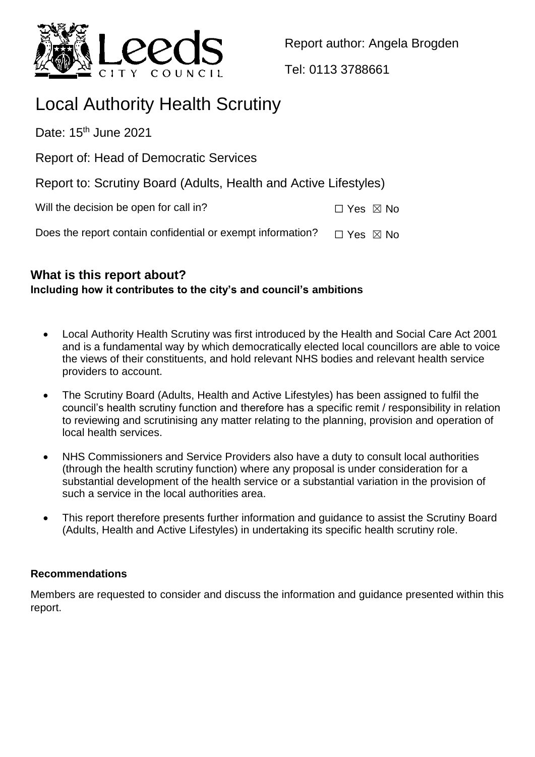Report author: Angela Brogden

Tel: 0113 3788661

# Local Authority Health Scrutiny

Date: 15th June 2021

Report of: Head of Democratic Services

Report to: Scrutiny Board (Adults, Health and Active Lifestyles)

Will the decision be open for call in? ☐ Yes ☒ No

Does the report contain confidential or exempt information? ☐ Yes ☒ No

## What is this report about?

**Including how it contributes to the city's and council's ambitions**

- Local Authority Health Scrutiny was first introduced by the Health and Social Care Act 2001 and is a fundamental way by which democratically elected local councillors are able to voice the views of their constituents, and hold relevant NHS bodies and relevant health service providers to account.
- The Scrutiny Board (Adults, Health and Active Lifestyles) has been assigned to fulfil the council's health scrutiny function and therefore has a specific remit / responsibility in relation to reviewing and scrutinising any matter relating to the planning, provision and operation of local health services.
- NHS Commissioners and Service Providers also have a duty to consult local authorities (through the health scrutiny function) where any proposal is under consideration for a substantial development of the health service or a substantial variation in the provision of such a service in the local authorities area.
- This report therefore presents further information and guidance to assist the Scrutiny Board (Adults, Health and Active Lifestyles) in undertaking its specific health scrutiny role.

**Recommendations**

Members are requested to consider and discuss the information and guidance presented within this report.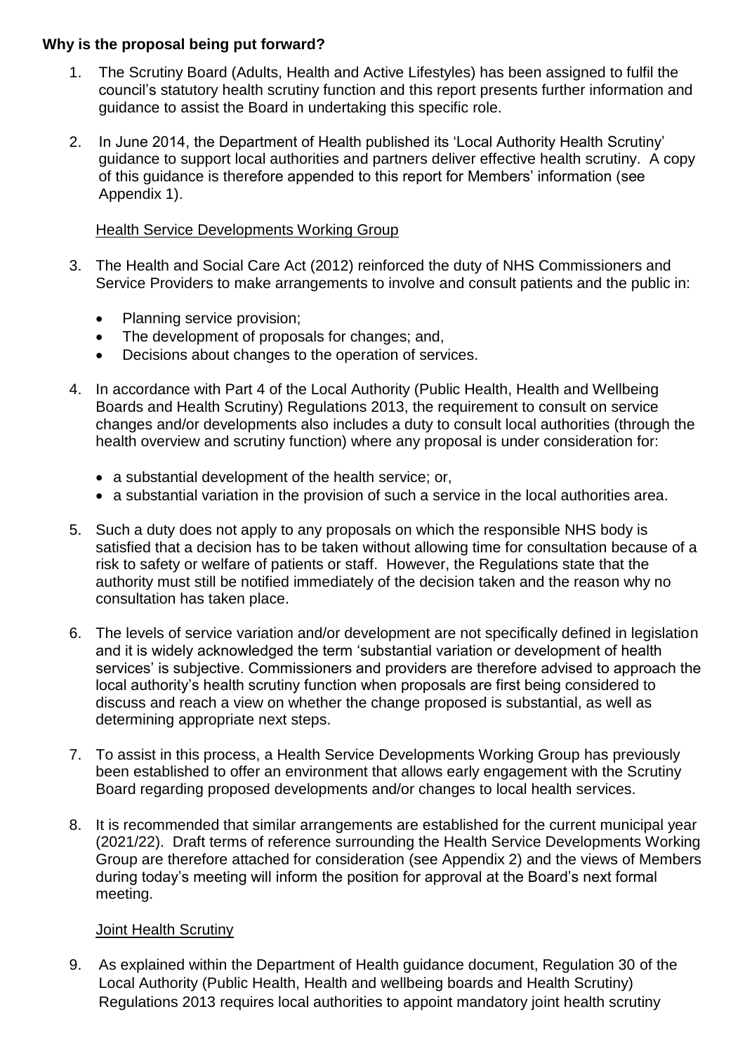**Why is the proposal being put forward?**

1. The Scrutiny Board (Adults, Health and Active Lifestyles) has been assigned to fulfil the council's statutory health scrutiny function and this report presents further information and guidance to assist the Board in undertaking this specific role.

2. In June 2014, the Department of Health published its 'Local Authority Health Scrutiny' guidance to support local authorities and partners deliver effective health scrutiny. A copy of this guidance is therefore appended to this report for Members' information (see Appendix 1).

<u>Health Service Developments Working Group</u>

3. The Health and Social Care Act (2012) reinforced the duty of NHS Commissioners and Service Providers to make arrangements to involve and consult patients and the public in:

   - Planning service provision;
   - The development of proposals for changes; and,
   - Decisions about changes to the operation of services.

4. In accordance with Part 4 of the Local Authority (Public Health, Health and Wellbeing Boards and Health Scrutiny) Regulations 2013, the requirement to consult on service changes and/or developments also includes a duty to consult local authorities (through the health overview and scrutiny function) where any proposal is under consideration for:

   - a substantial development of the health service; or,
   - a substantial variation in the provision of such a service in the local authorities area.

5. Such a duty does not apply to any proposals on which the responsible NHS body is satisfied that a decision has to be taken without allowing time for consultation because of a risk to safety or welfare of patients or staff. However, the Regulations state that the authority must still be notified immediately of the decision taken and the reason why no consultation has taken place.

6. The levels of service variation and/or development are not specifically defined in legislation and it is widely acknowledged the term 'substantial variation or development of health services' is subjective. Commissioners and providers are therefore advised to approach the local authority's health scrutiny function when proposals are first being considered to discuss and reach a view on whether the change proposed is substantial, as well as determining appropriate next steps.

7. To assist in this process, a Health Service Developments Working Group has previously been established to offer an environment that allows early engagement with the Scrutiny Board regarding proposed developments and/or changes to local health services.

8. It is recommended that similar arrangements are established for the current municipal year (2021/22). Draft terms of reference surrounding the Health Service Developments Working Group are therefore attached for consideration (see Appendix 2) and the views of Members during today's meeting will inform the position for approval at the Board's next formal meeting.

<u>Joint Health Scrutiny</u>

9. As explained within the Department of Health guidance document, Regulation 30 of the Local Authority (Public Health, Health and wellbeing boards and Health Scrutiny) Regulations 2013 requires local authorities to appoint mandatory joint health scrutiny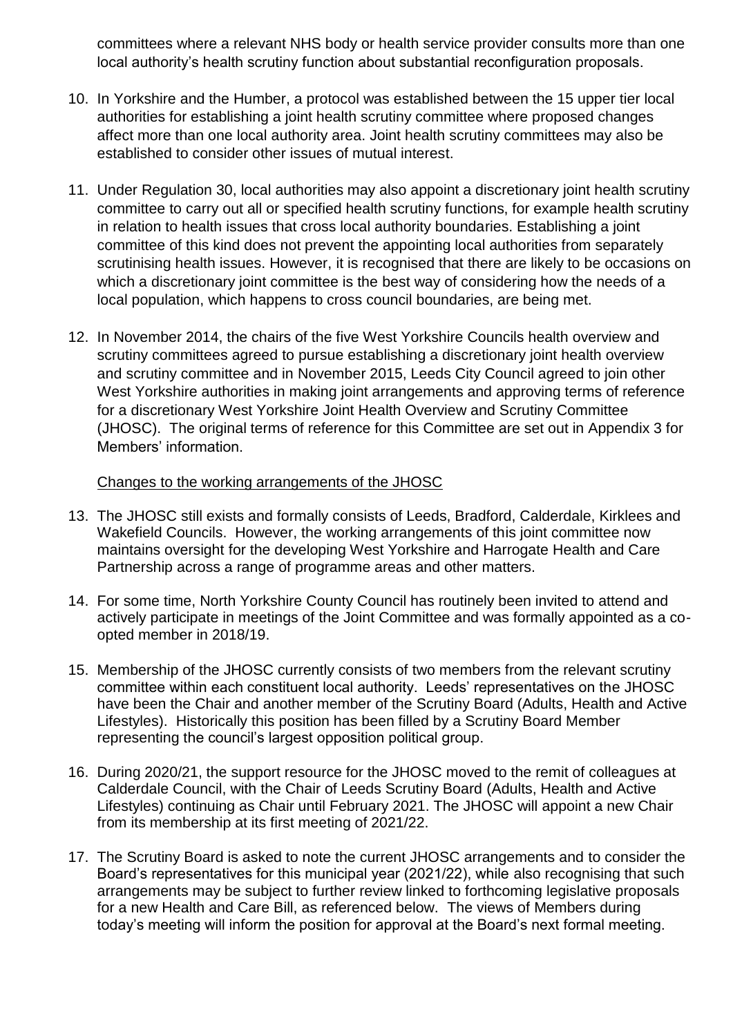committees where a relevant NHS body or health service provider consults more than one local authority's health scrutiny function about substantial reconfiguration proposals.

10. In Yorkshire and the Humber, a protocol was established between the 15 upper tier local authorities for establishing a joint health scrutiny committee where proposed changes affect more than one local authority area. Joint health scrutiny committees may also be established to consider other issues of mutual interest.

11. Under Regulation 30, local authorities may also appoint a discretionary joint health scrutiny committee to carry out all or specified health scrutiny functions, for example health scrutiny in relation to health issues that cross local authority boundaries. Establishing a joint committee of this kind does not prevent the appointing local authorities from separately scrutinising health issues. However, it is recognised that there are likely to be occasions on which a discretionary joint committee is the best way of considering how the needs of a local population, which happens to cross council boundaries, are being met.

12. In November 2014, the chairs of the five West Yorkshire Councils health overview and scrutiny committees agreed to pursue establishing a discretionary joint health overview and scrutiny committee and in November 2015, Leeds City Council agreed to join other West Yorkshire authorities in making joint arrangements and approving terms of reference for a discretionary West Yorkshire Joint Health Overview and Scrutiny Committee (JHOSC). The original terms of reference for this Committee are set out in Appendix 3 for Members' information.

Changes to the working arrangements of the JHOSC

13. The JHOSC still exists and formally consists of Leeds, Bradford, Calderdale, Kirklees and Wakefield Councils. However, the working arrangements of this joint committee now maintains oversight for the developing West Yorkshire and Harrogate Health and Care Partnership across a range of programme areas and other matters.

14. For some time, North Yorkshire County Council has routinely been invited to attend and actively participate in meetings of the Joint Committee and was formally appointed as a co-opted member in 2018/19.

15. Membership of the JHOSC currently consists of two members from the relevant scrutiny committee within each constituent local authority. Leeds' representatives on the JHOSC have been the Chair and another member of the Scrutiny Board (Adults, Health and Active Lifestyles). Historically this position has been filled by a Scrutiny Board Member representing the council's largest opposition political group.

16. During 2020/21, the support resource for the JHOSC moved to the remit of colleagues at Calderdale Council, with the Chair of Leeds Scrutiny Board (Adults, Health and Active Lifestyles) continuing as Chair until February 2021. The JHOSC will appoint a new Chair from its membership at its first meeting of 2021/22.

17. The Scrutiny Board is asked to note the current JHOSC arrangements and to consider the Board's representatives for this municipal year (2021/22), while also recognising that such arrangements may be subject to further review linked to forthcoming legislative proposals for a new Health and Care Bill, as referenced below. The views of Members during today's meeting will inform the position for approval at the Board's next formal meeting.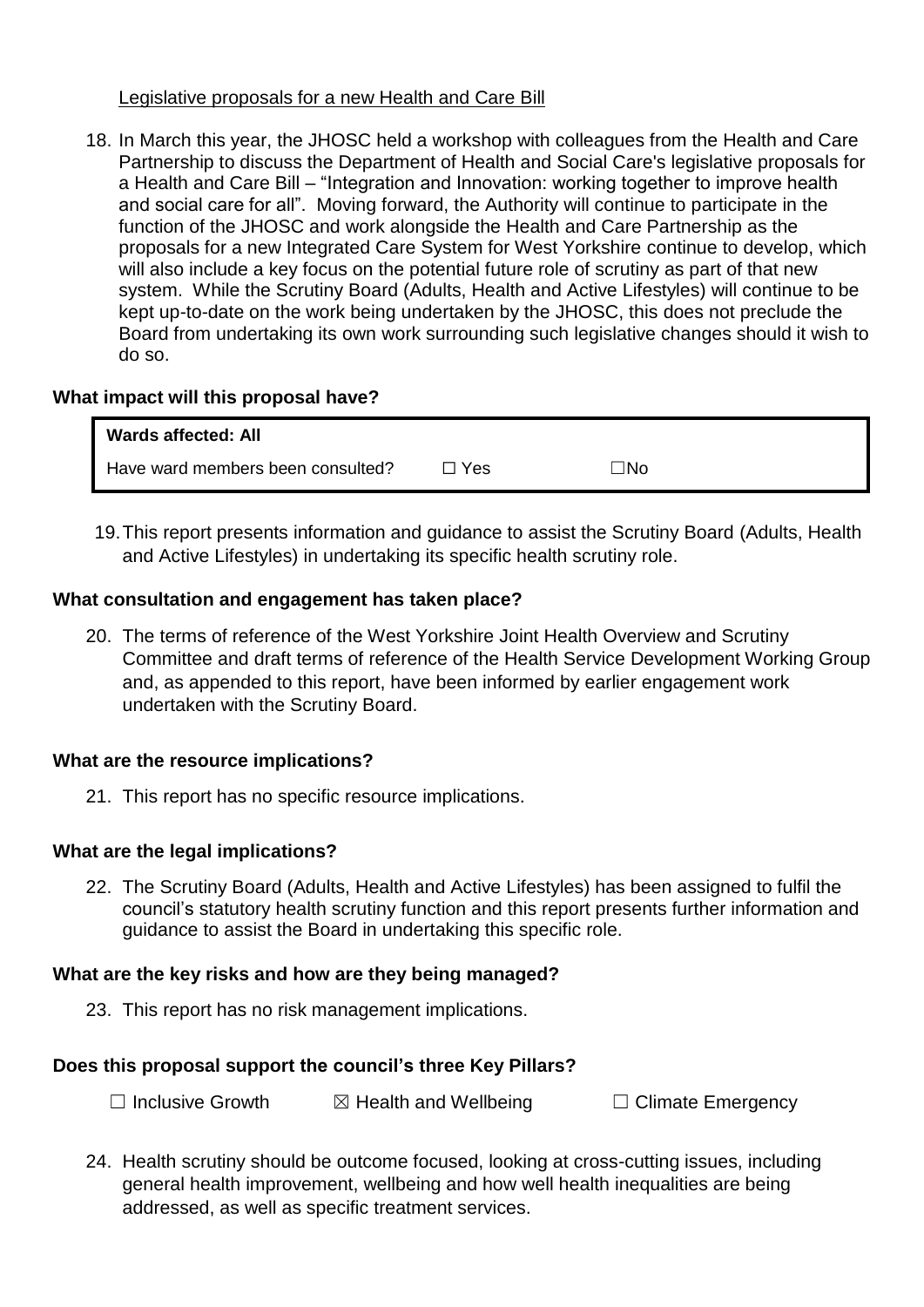Legislative proposals for a new Health and Care Bill

18. In March this year, the JHOSC held a workshop with colleagues from the Health and Care Partnership to discuss the Department of Health and Social Care's legislative proposals for a Health and Care Bill – "Integration and Innovation: working together to improve health and social care for all". Moving forward, the Authority will continue to participate in the function of the JHOSC and work alongside the Health and Care Partnership as the proposals for a new Integrated Care System for West Yorkshire continue to develop, which will also include a key focus on the potential future role of scrutiny as part of that new system. While the Scrutiny Board (Adults, Health and Active Lifestyles) will continue to be kept up-to-date on the work being undertaken by the JHOSC, this does not preclude the Board from undertaking its own work surrounding such legislative changes should it wish to do so.

**What impact will this proposal have?**

| **Wards affected: All** | | |
|---|---|---|
| Have ward members been consulted? | ☐ Yes | ☐No |

19. This report presents information and guidance to assist the Scrutiny Board (Adults, Health and Active Lifestyles) in undertaking its specific health scrutiny role.

**What consultation and engagement has taken place?**

20. The terms of reference of the West Yorkshire Joint Health Overview and Scrutiny Committee and draft terms of reference of the Health Service Development Working Group and, as appended to this report, have been informed by earlier engagement work undertaken with the Scrutiny Board.

**What are the resource implications?**

21. This report has no specific resource implications.

**What are the legal implications?**

22. The Scrutiny Board (Adults, Health and Active Lifestyles) has been assigned to fulfil the council's statutory health scrutiny function and this report presents further information and guidance to assist the Board in undertaking this specific role.

**What are the key risks and how are they being managed?**

23. This report has no risk management implications.

**Does this proposal support the council's three Key Pillars?**

☐ Inclusive Growth ☒ Health and Wellbeing ☐ Climate Emergency

24. Health scrutiny should be outcome focused, looking at cross-cutting issues, including general health improvement, wellbeing and how well health inequalities are being addressed, as well as specific treatment services.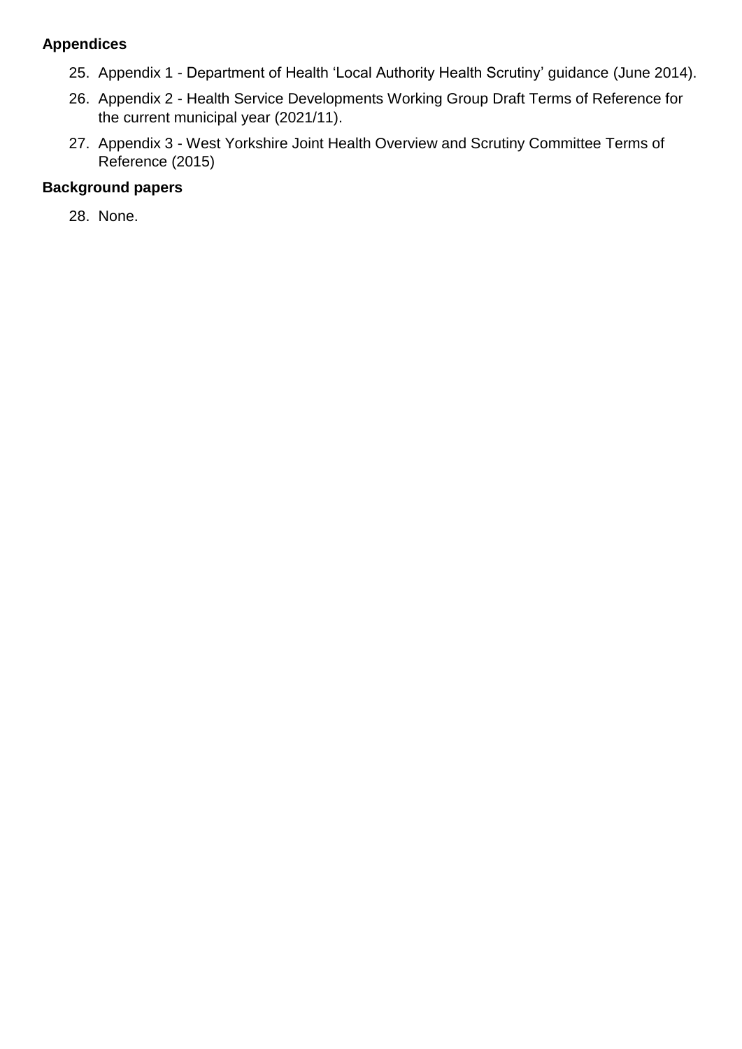**Appendices**

25. Appendix 1 - Department of Health 'Local Authority Health Scrutiny' guidance (June 2014).
26. Appendix 2 - Health Service Developments Working Group Draft Terms of Reference for the current municipal year (2021/11).
27. Appendix 3 - West Yorkshire Joint Health Overview and Scrutiny Committee Terms of Reference (2015)

**Background papers**

28. None.